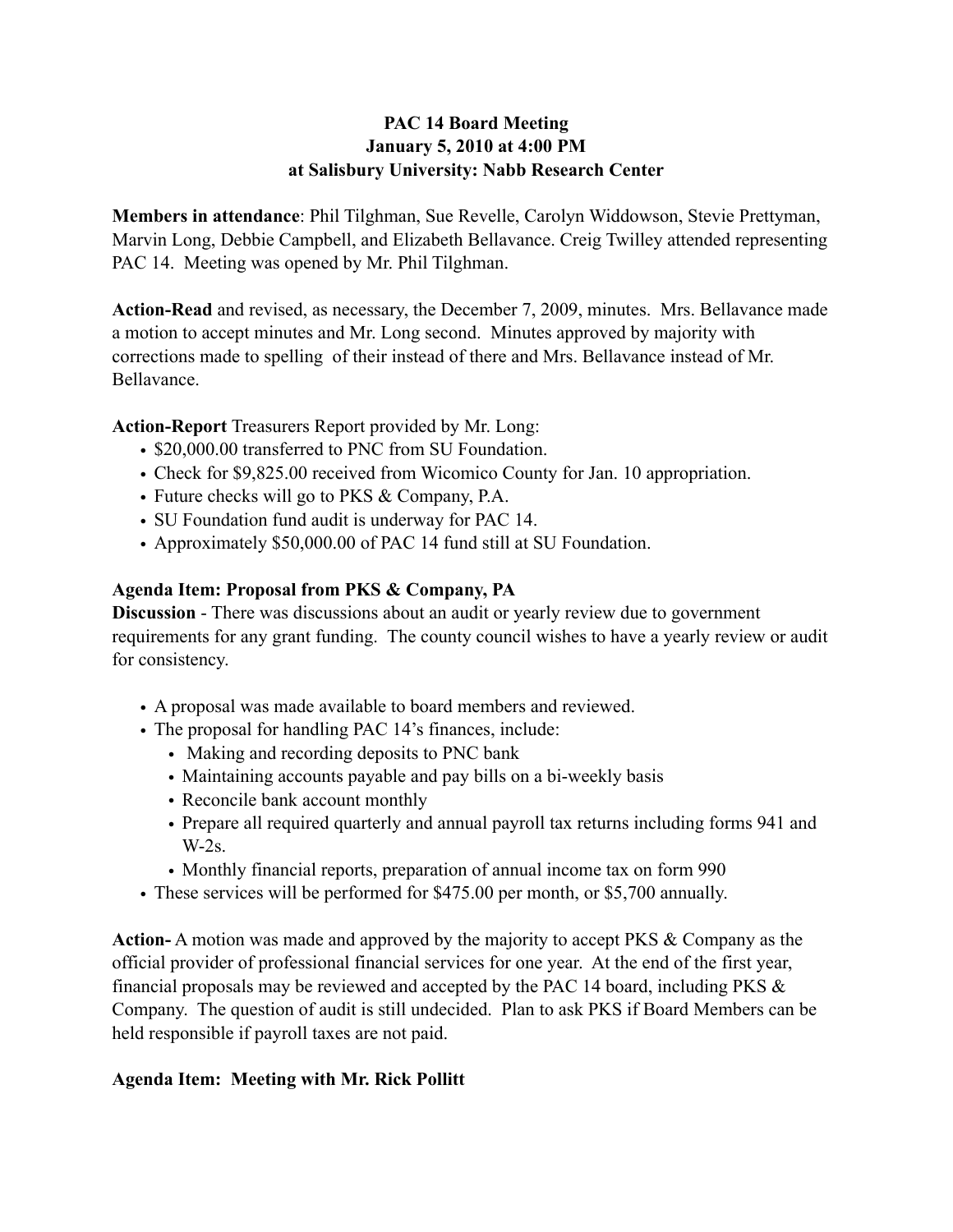**PAC 14 Board Meeting**
**January 5, 2010 at 4:00 PM**
**at Salisbury University: Nabb Research Center**

**Members in attendance**: Phil Tilghman, Sue Revelle, Carolyn Widdowson, Stevie Prettyman, Marvin Long, Debbie Campbell, and Elizabeth Bellavance. Creig Twilley attended representing PAC 14. Meeting was opened by Mr. Phil Tilghman.

**Action-Read** and revised, as necessary, the December 7, 2009, minutes. Mrs. Bellavance made a motion to accept minutes and Mr. Long second. Minutes approved by majority with corrections made to spelling of their instead of there and Mrs. Bellavance instead of Mr. Bellavance.

**Action-Report** Treasurers Report provided by Mr. Long:

- $20,000.00 transferred to PNC from SU Foundation.
- Check for $9,825.00 received from Wicomico County for Jan. 10 appropriation.
- Future checks will go to PKS & Company, P.A.
- SU Foundation fund audit is underway for PAC 14.
- Approximately $50,000.00 of PAC 14 fund still at SU Foundation.

**Agenda Item: Proposal from PKS & Company, PA**

**Discussion** - There was discussions about an audit or yearly review due to government requirements for any grant funding. The county council wishes to have a yearly review or audit for consistency.

- A proposal was made available to board members and reviewed.
- The proposal for handling PAC 14's finances, include:
  - Making and recording deposits to PNC bank
  - Maintaining accounts payable and pay bills on a bi-weekly basis
  - Reconcile bank account monthly
  - Prepare all required quarterly and annual payroll tax returns including forms 941 and W-2s.
  - Monthly financial reports, preparation of annual income tax on form 990
- These services will be performed for $475.00 per month, or $5,700 annually.

**Action-** A motion was made and approved by the majority to accept PKS & Company as the official provider of professional financial services for one year. At the end of the first year, financial proposals may be reviewed and accepted by the PAC 14 board, including PKS & Company. The question of audit is still undecided. Plan to ask PKS if Board Members can be held responsible if payroll taxes are not paid.

**Agenda Item: Meeting with Mr. Rick Pollitt**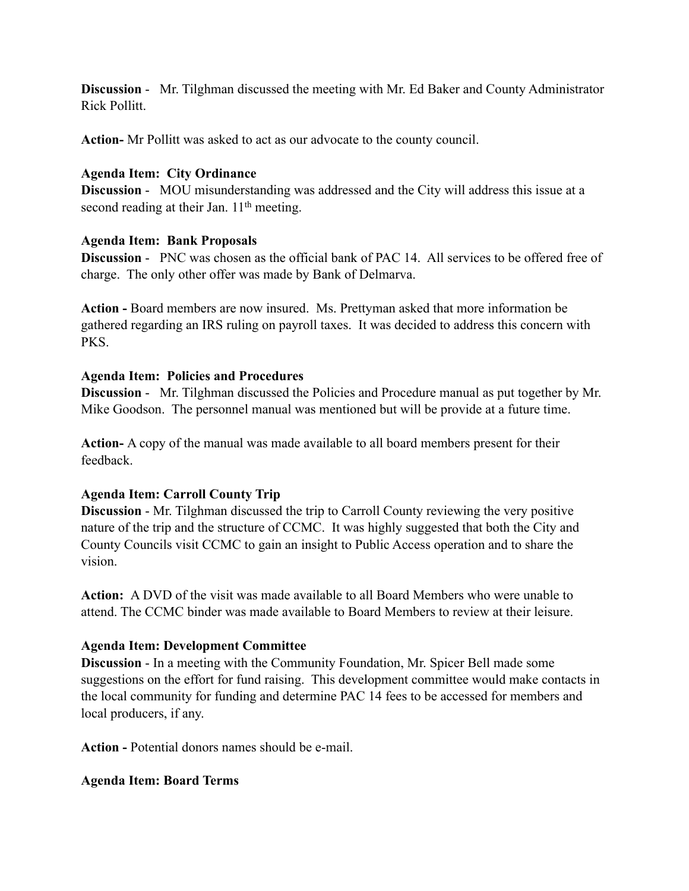**Discussion** - Mr. Tilghman discussed the meeting with Mr. Ed Baker and County Administrator Rick Pollitt.

**Action-** Mr Pollitt was asked to act as our advocate to the county council.

**Agenda Item: City Ordinance**
**Discussion** - MOU misunderstanding was addressed and the City will address this issue at a second reading at their Jan. 11th meeting.

**Agenda Item: Bank Proposals**
**Discussion** - PNC was chosen as the official bank of PAC 14. All services to be offered free of charge. The only other offer was made by Bank of Delmarva.

**Action -** Board members are now insured. Ms. Prettyman asked that more information be gathered regarding an IRS ruling on payroll taxes. It was decided to address this concern with PKS.

**Agenda Item: Policies and Procedures**
**Discussion** - Mr. Tilghman discussed the Policies and Procedure manual as put together by Mr. Mike Goodson. The personnel manual was mentioned but will be provide at a future time.

**Action-** A copy of the manual was made available to all board members present for their feedback.

**Agenda Item: Carroll County Trip**
**Discussion** - Mr. Tilghman discussed the trip to Carroll County reviewing the very positive nature of the trip and the structure of CCMC. It was highly suggested that both the City and County Councils visit CCMC to gain an insight to Public Access operation and to share the vision.

**Action:** A DVD of the visit was made available to all Board Members who were unable to attend. The CCMC binder was made available to Board Members to review at their leisure.

**Agenda Item: Development Committee**
**Discussion** - In a meeting with the Community Foundation, Mr. Spicer Bell made some suggestions on the effort for fund raising. This development committee would make contacts in the local community for funding and determine PAC 14 fees to be accessed for members and local producers, if any.

**Action -** Potential donors names should be e-mail.

**Agenda Item: Board Terms**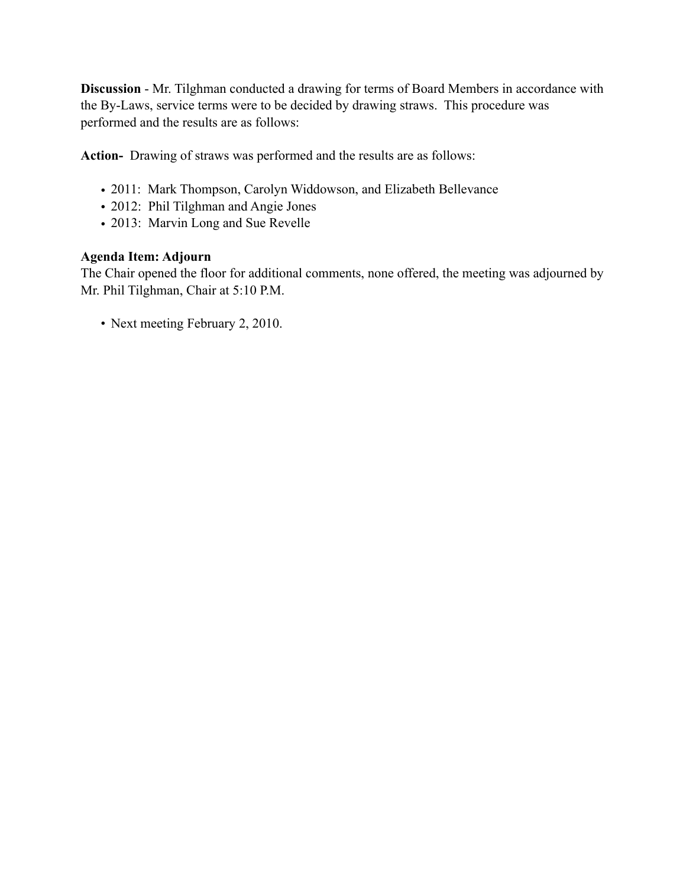**Discussion** - Mr. Tilghman conducted a drawing for terms of Board Members in accordance with the By-Laws, service terms were to be decided by drawing straws. This procedure was performed and the results are as follows:

**Action-** Drawing of straws was performed and the results are as follows:

- 2011: Mark Thompson, Carolyn Widdowson, and Elizabeth Bellevance
- 2012: Phil Tilghman and Angie Jones
- 2013: Marvin Long and Sue Revelle

**Agenda Item: Adjourn**

The Chair opened the floor for additional comments, none offered, the meeting was adjourned by Mr. Phil Tilghman, Chair at 5:10 P.M.

- Next meeting February 2, 2010.